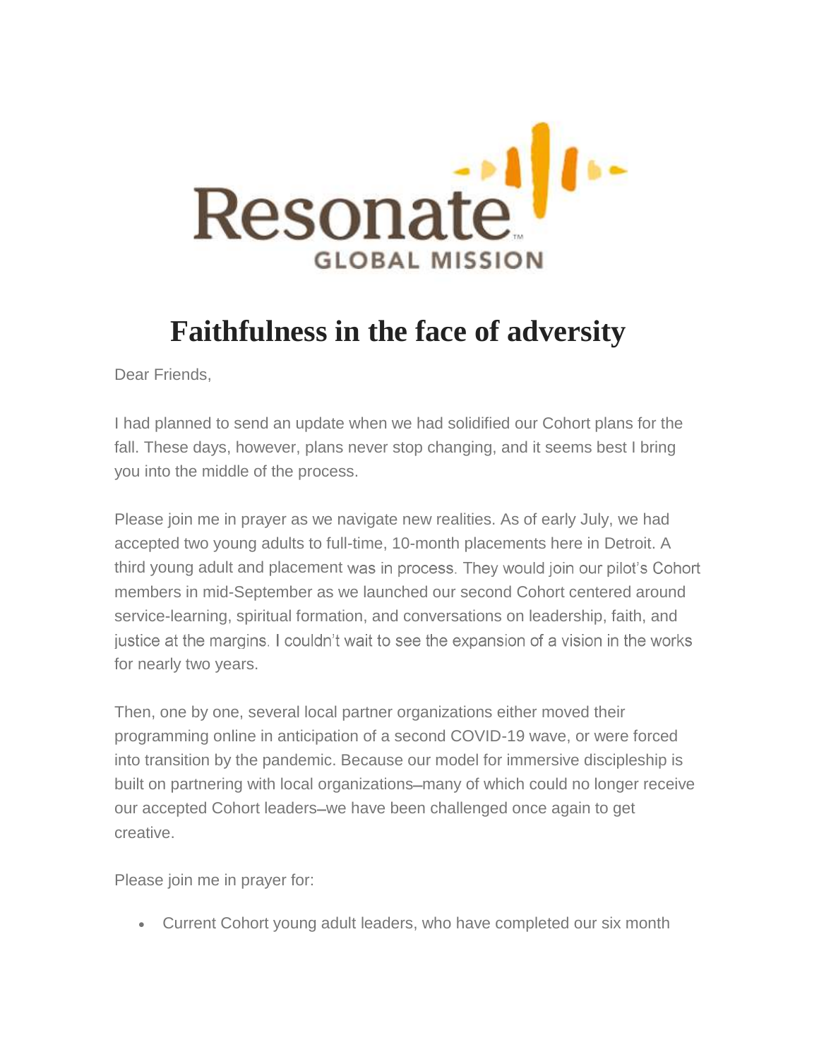Resonate GLOBAL MISSION

# Faithfulness in the face of adversity

Dear Friends,

I had planned to send an update when we had solidified our Cohort plans for the fall. These days, however, plans never stop changing, and it seems best I bring you into the middle of the process.

Please join me in prayer as we navigate new realities. As of early July, we had accepted two young adults to full-time, 10-month placements here in Detroit. A third young adult and placement was in process. They would join our pilot's Cohort members in mid-September as we launched our second Cohort centered around service-learning, spiritual formation, and conversations on leadership, faith, and justice at the margins. I couldn't wait to see the expansion of a vision in the works for nearly two years.

Then, one by one, several local partner organizations either moved their programming online in anticipation of a second COVID-19 wave, or were forced into transition by the pandemic. Because our model for immersive discipleship is built on partnering with local organizations—many of which could no longer receive our accepted Cohort leaders—we have been challenged once again to get creative.

Please join me in prayer for:

- Current Cohort young adult leaders, who have completed our six month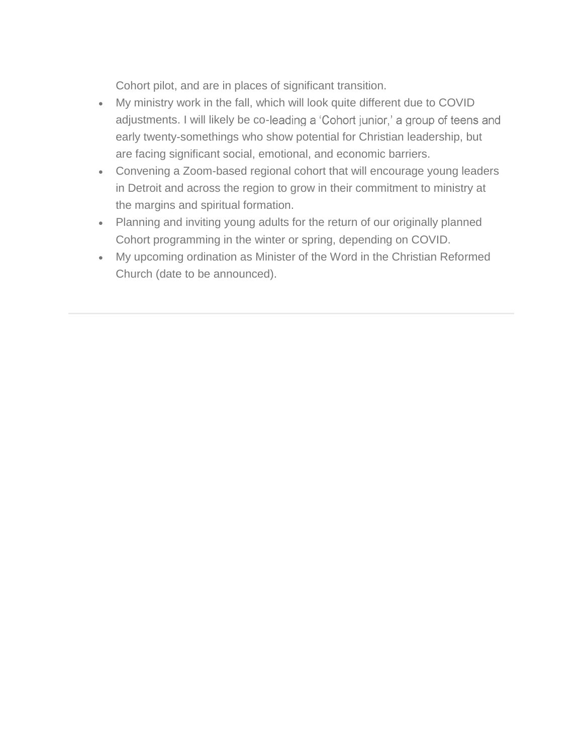Cohort pilot, and are in places of significant transition.

- My ministry work in the fall, which will look quite different due to COVID adjustments. I will likely be co-leading a 'Cohort junior,' a group of teens and early twenty-somethings who show potential for Christian leadership, but are facing significant social, emotional, and economic barriers.
- Convening a Zoom-based regional cohort that will encourage young leaders in Detroit and across the region to grow in their commitment to ministry at the margins and spiritual formation.
- Planning and inviting young adults for the return of our originally planned Cohort programming in the winter or spring, depending on COVID.
- My upcoming ordination as Minister of the Word in the Christian Reformed Church (date to be announced).

---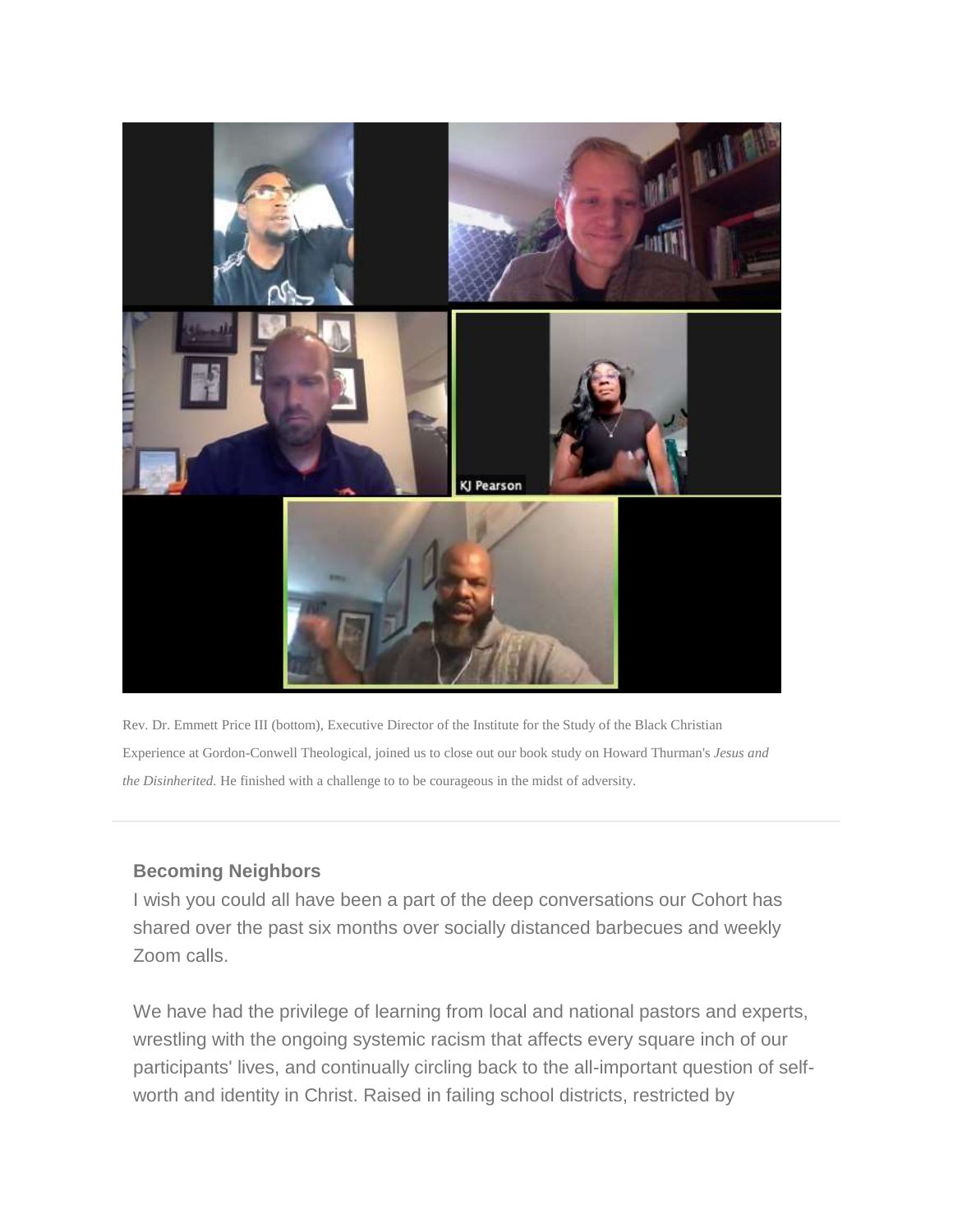Rev. Dr. Emmett Price III (bottom), Executive Director of the Institute for the Study of the Black Christian Experience at Gordon-Conwell Theological, joined us to close out our book study on Howard Thurman's *Jesus and the Disinherited.* He finished with a challenge to to be courageous in the midst of adversity.

---

**Becoming Neighbors**

I wish you could all have been a part of the deep conversations our Cohort has shared over the past six months over socially distanced barbecues and weekly Zoom calls.

We have had the privilege of learning from local and national pastors and experts, wrestling with the ongoing systemic racism that affects every square inch of our participants' lives, and continually circling back to the all-important question of self-worth and identity in Christ. Raised in failing school districts, restricted by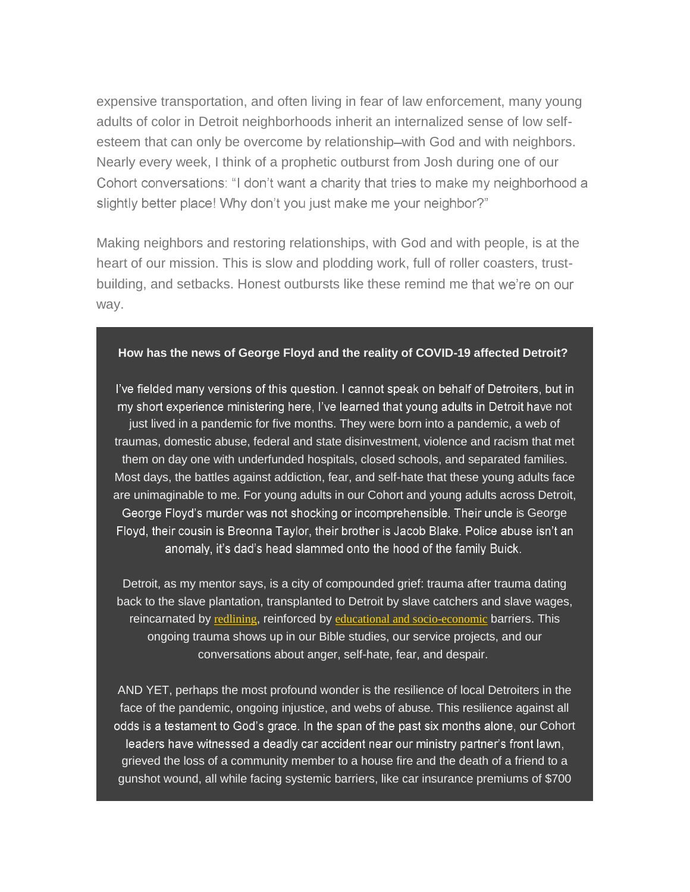expensive transportation, and often living in fear of law enforcement, many young adults of color in Detroit neighborhoods inherit an internalized sense of low self-esteem that can only be overcome by relationship—with God and with neighbors. Nearly every week, I think of a prophetic outburst from Josh during one of our Cohort conversations: "I don't want a charity that tries to make my neighborhood a slightly better place! Why don't you just make me your neighbor?"

Making neighbors and restoring relationships, with God and with people, is at the heart of our mission. This is slow and plodding work, full of roller coasters, trust-building, and setbacks. Honest outbursts like these remind me that we're on our way.

**How has the news of George Floyd and the reality of COVID-19 affected Detroit?**

I've fielded many versions of this question. I cannot speak on behalf of Detroiters, but in my short experience ministering here, I've learned that young adults in Detroit have not just lived in a pandemic for five months. They were born into a pandemic, a web of traumas, domestic abuse, federal and state disinvestment, violence and racism that met them on day one with underfunded hospitals, closed schools, and separated families. Most days, the battles against addiction, fear, and self-hate that these young adults face are unimaginable to me. For young adults in our Cohort and young adults across Detroit, George Floyd's murder was not shocking or incomprehensible. Their uncle is George Floyd, their cousin is Breonna Taylor, their brother is Jacob Blake. Police abuse isn't an anomaly, it's dad's head slammed onto the hood of the family Buick.

Detroit, as my mentor says, is a city of compounded grief: trauma after trauma dating back to the slave plantation, transplanted to Detroit by slave catchers and slave wages, reincarnated by redlining, reinforced by educational and socio-economic barriers. This ongoing trauma shows up in our Bible studies, our service projects, and our conversations about anger, self-hate, fear, and despair.

AND YET, perhaps the most profound wonder is the resilience of local Detroiters in the face of the pandemic, ongoing injustice, and webs of abuse. This resilience against all odds is a testament to God's grace. In the span of the past six months alone, our Cohort leaders have witnessed a deadly car accident near our ministry partner's front lawn, grieved the loss of a community member to a house fire and the death of a friend to a gunshot wound, all while facing systemic barriers, like car insurance premiums of $700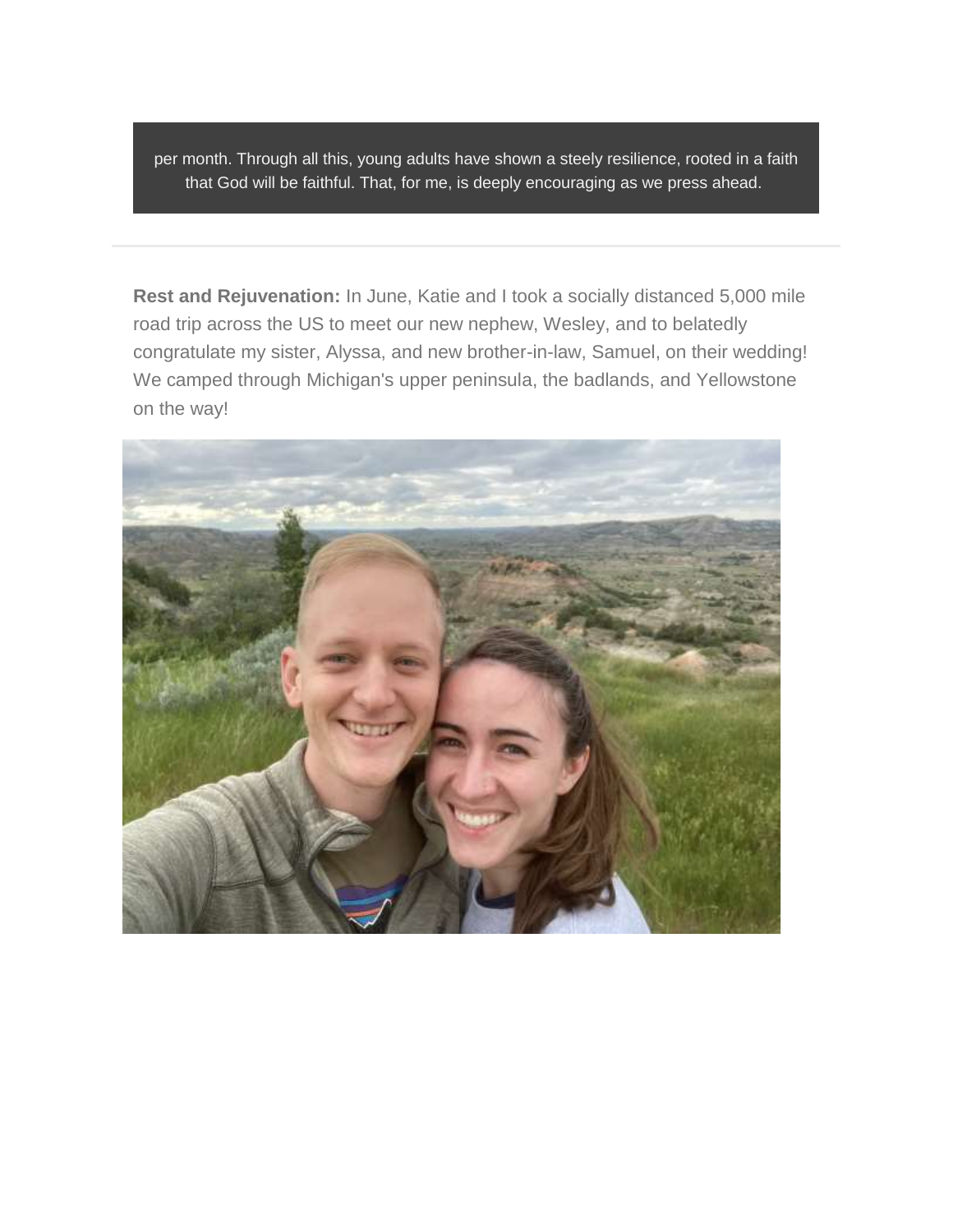per month. Through all this, young adults have shown a steely resilience, rooted in a faith that God will be faithful. That, for me, is deeply encouraging as we press ahead.

---

**Rest and Rejuvenation:** In June, Katie and I took a socially distanced 5,000 mile road trip across the US to meet our new nephew, Wesley, and to belatedly congratulate my sister, Alyssa, and new brother-in-law, Samuel, on their wedding! We camped through Michigan's upper peninsula, the badlands, and Yellowstone on the way!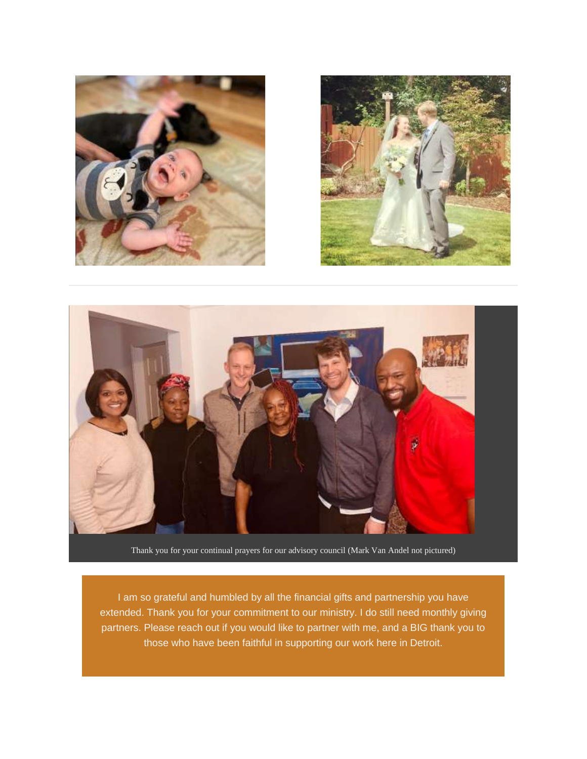Thank you for your continual prayers for our advisory council (Mark Van Andel not pictured)

I am so grateful and humbled by all the financial gifts and partnership you have extended. Thank you for your commitment to our ministry. I do still need monthly giving partners. Please reach out if you would like to partner with me, and a BIG thank you to those who have been faithful in supporting our work here in Detroit.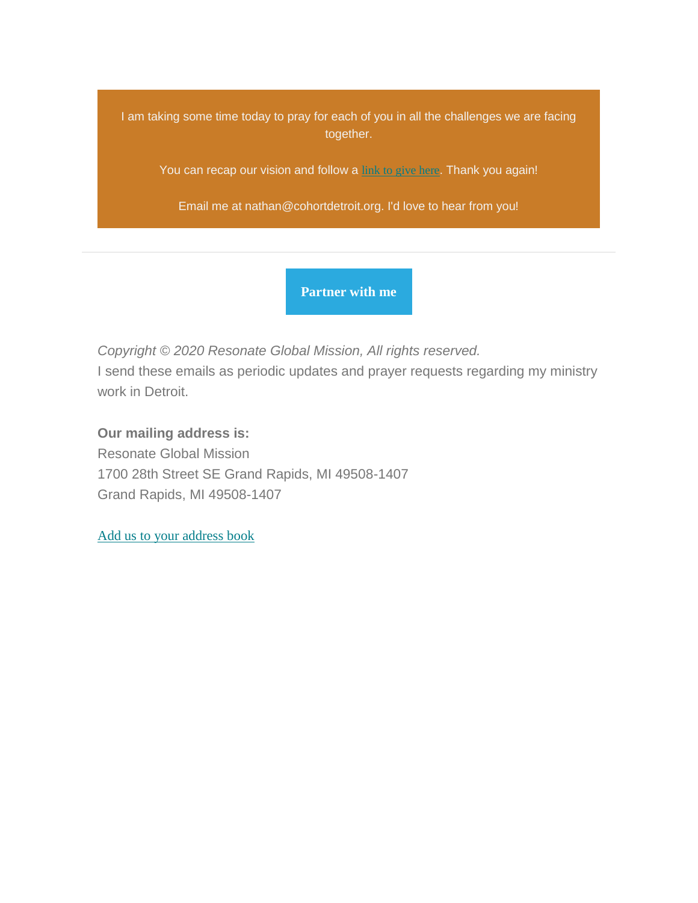I am taking some time today to pray for each of you in all the challenges we are facing together.

You can recap our vision and follow a link to give here. Thank you again!

Email me at nathan@cohortdetroit.org. I'd love to hear from you!

---

**Partner with me**

*Copyright © 2020 Resonate Global Mission, All rights reserved.*
I send these emails as periodic updates and prayer requests regarding my ministry work in Detroit.

**Our mailing address is:**
Resonate Global Mission
1700 28th Street SE Grand Rapids, MI 49508-1407
Grand Rapids, MI 49508-1407

Add us to your address book